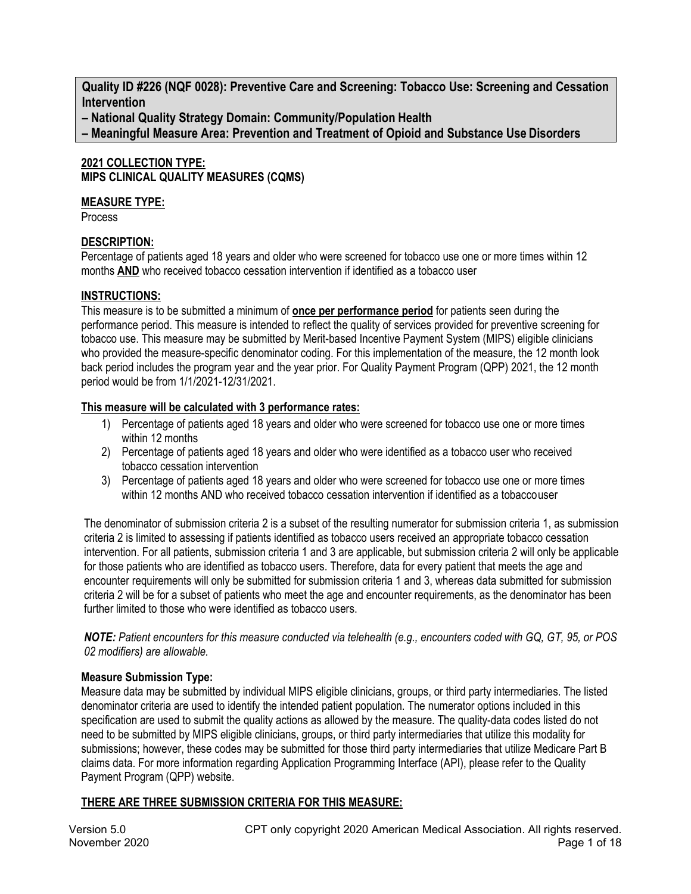**Quality ID #226 (NQF 0028): Preventive Care and Screening: Tobacco Use: Screening and Cessation Intervention**
**– National Quality Strategy Domain: Community/Population Health**
**– Meaningful Measure Area: Prevention and Treatment of Opioid and Substance Use Disorders**

**2021 COLLECTION TYPE:**
**MIPS CLINICAL QUALITY MEASURES (CQMS)**

**MEASURE TYPE:**
Process

**DESCRIPTION:**
Percentage of patients aged 18 years and older who were screened for tobacco use one or more times within 12 months **AND** who received tobacco cessation intervention if identified as a tobacco user

**INSTRUCTIONS:**
This measure is to be submitted a minimum of **once per performance period** for patients seen during the performance period. This measure is intended to reflect the quality of services provided for preventive screening for tobacco use. This measure may be submitted by Merit-based Incentive Payment System (MIPS) eligible clinicians who provided the measure-specific denominator coding. For this implementation of the measure, the 12 month look back period includes the program year and the year prior. For Quality Payment Program (QPP) 2021, the 12 month period would be from 1/1/2021-12/31/2021.

**This measure will be calculated with 3 performance rates:**

1) Percentage of patients aged 18 years and older who were screened for tobacco use one or more times within 12 months
2) Percentage of patients aged 18 years and older who were identified as a tobacco user who received tobacco cessation intervention
3) Percentage of patients aged 18 years and older who were screened for tobacco use one or more times within 12 months AND who received tobacco cessation intervention if identified as a tobacco user

The denominator of submission criteria 2 is a subset of the resulting numerator for submission criteria 1, as submission criteria 2 is limited to assessing if patients identified as tobacco users received an appropriate tobacco cessation intervention. For all patients, submission criteria 1 and 3 are applicable, but submission criteria 2 will only be applicable for those patients who are identified as tobacco users. Therefore, data for every patient that meets the age and encounter requirements will only be submitted for submission criteria 1 and 3, whereas data submitted for submission criteria 2 will be for a subset of patients who meet the age and encounter requirements, as the denominator has been further limited to those who were identified as tobacco users.

***NOTE:*** *Patient encounters for this measure conducted via telehealth (e.g., encounters coded with GQ, GT, 95, or POS 02 modifiers) are allowable.*

**Measure Submission Type:**
Measure data may be submitted by individual MIPS eligible clinicians, groups, or third party intermediaries. The listed denominator criteria are used to identify the intended patient population. The numerator options included in this specification are used to submit the quality actions as allowed by the measure. The quality-data codes listed do not need to be submitted by MIPS eligible clinicians, groups, or third party intermediaries that utilize this modality for submissions; however, these codes may be submitted for those third party intermediaries that utilize Medicare Part B claims data. For more information regarding Application Programming Interface (API), please refer to the Quality Payment Program (QPP) website.

**THERE ARE THREE SUBMISSION CRITERIA FOR THIS MEASURE:**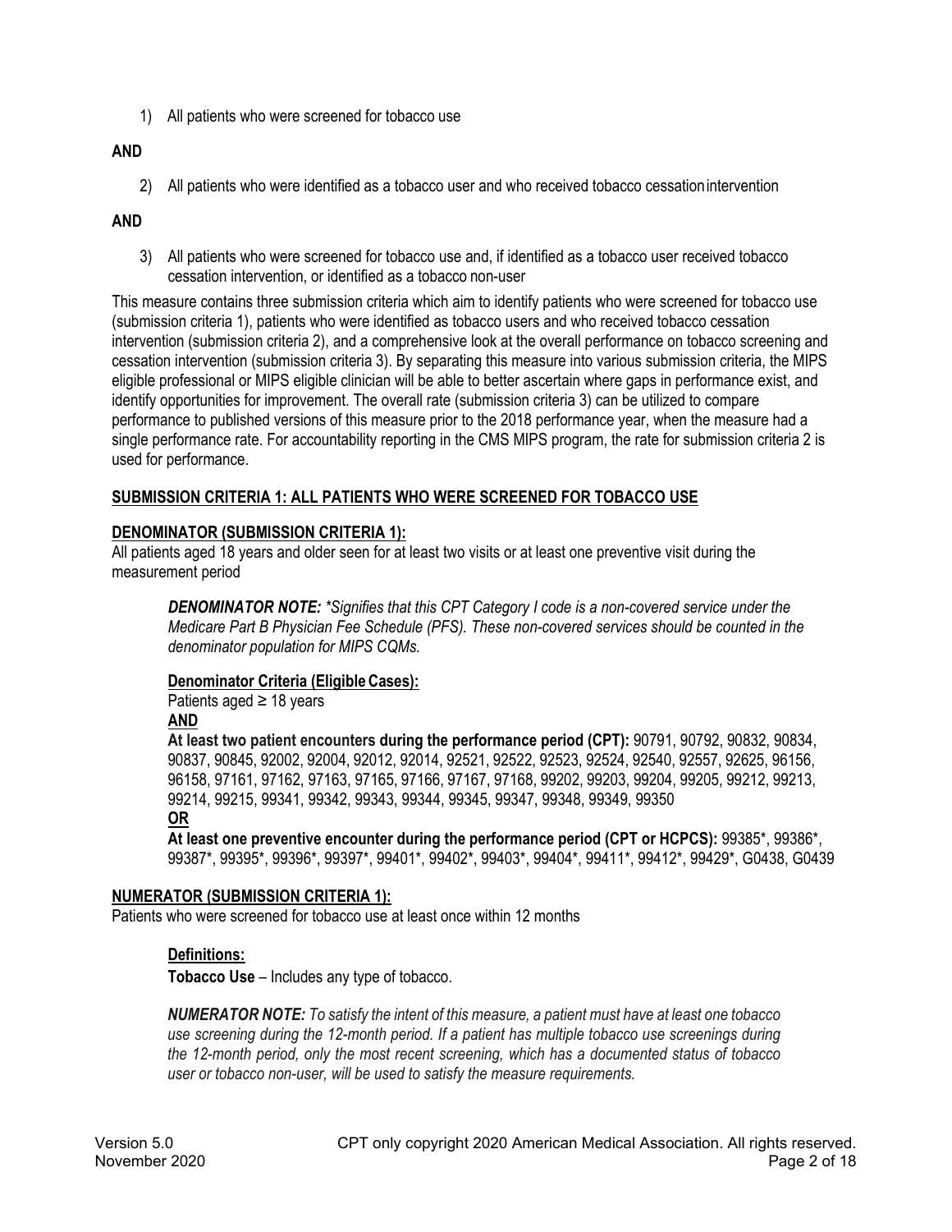1) All patients who were screened for tobacco use

**AND**

2) All patients who were identified as a tobacco user and who received tobacco cessation intervention

**AND**

3) All patients who were screened for tobacco use and, if identified as a tobacco user received tobacco cessation intervention, or identified as a tobacco non-user

This measure contains three submission criteria which aim to identify patients who were screened for tobacco use (submission criteria 1), patients who were identified as tobacco users and who received tobacco cessation intervention (submission criteria 2), and a comprehensive look at the overall performance on tobacco screening and cessation intervention (submission criteria 3). By separating this measure into various submission criteria, the MIPS eligible professional or MIPS eligible clinician will be able to better ascertain where gaps in performance exist, and identify opportunities for improvement. The overall rate (submission criteria 3) can be utilized to compare performance to published versions of this measure prior to the 2018 performance year, when the measure had a single performance rate. For accountability reporting in the CMS MIPS program, the rate for submission criteria 2 is used for performance.

**SUBMISSION CRITERIA 1: ALL PATIENTS WHO WERE SCREENED FOR TOBACCO USE**

**DENOMINATOR (SUBMISSION CRITERIA 1):**
All patients aged 18 years and older seen for at least two visits or at least one preventive visit during the measurement period

> ***DENOMINATOR NOTE:*** *\*Signifies that this CPT Category I code is a non-covered service under the Medicare Part B Physician Fee Schedule (PFS). These non-covered services should be counted in the denominator population for MIPS CQMs.*
>
> **Denominator Criteria (Eligible Cases):**
> Patients aged ≥ 18 years
> **AND**
> **At least two patient encounters during the performance period (CPT):** 90791, 90792, 90832, 90834, 90837, 90845, 92002, 92004, 92012, 92014, 92521, 92522, 92523, 92524, 92540, 92557, 92625, 96156, 96158, 97161, 97162, 97163, 97165, 97166, 97167, 97168, 99202, 99203, 99204, 99205, 99212, 99213, 99214, 99215, 99341, 99342, 99343, 99344, 99345, 99347, 99348, 99349, 99350
> **OR**
> **At least one preventive encounter during the performance period (CPT or HCPCS):** 99385*, 99386*, 99387*, 99395*, 99396*, 99397*, 99401*, 99402*, 99403*, 99404*, 99411*, 99412*, 99429*, G0438, G0439

**NUMERATOR (SUBMISSION CRITERIA 1):**
Patients who were screened for tobacco use at least once within 12 months

> **Definitions:**
> **Tobacco Use** – Includes any type of tobacco.
>
> ***NUMERATOR NOTE:*** *To satisfy the intent of this measure, a patient must have at least one tobacco use screening during the 12-month period. If a patient has multiple tobacco use screenings during the 12-month period, only the most recent screening, which has a documented status of tobacco user or tobacco non-user, will be used to satisfy the measure requirements.*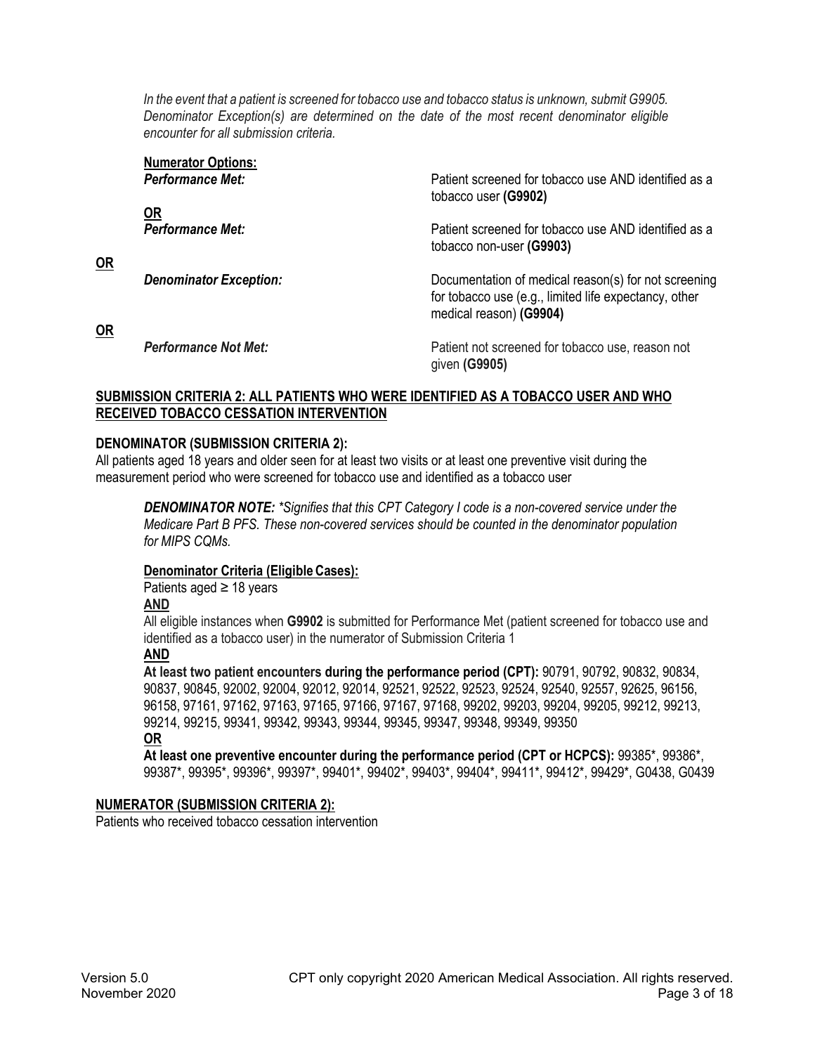*In the event that a patient is screened for tobacco use and tobacco status is unknown, submit G9905. Denominator Exception(s) are determined on the date of the most recent denominator eligible encounter for all submission criteria.*

**Numerator Options:**

***Performance Met:*** Patient screened for tobacco use AND identified as a tobacco user **(G9902)**

**OR**

***Performance Met:*** Patient screened for tobacco use AND identified as a tobacco non-user **(G9903)**

**OR**

***Denominator Exception:*** Documentation of medical reason(s) for not screening for tobacco use (e.g., limited life expectancy, other medical reason) **(G9904)**

**OR**

***Performance Not Met:*** Patient not screened for tobacco use, reason not given **(G9905)**

## SUBMISSION CRITERIA 2: ALL PATIENTS WHO WERE IDENTIFIED AS A TOBACCO USER AND WHO RECEIVED TOBACCO CESSATION INTERVENTION

### DENOMINATOR (SUBMISSION CRITERIA 2):

All patients aged 18 years and older seen for at least two visits or at least one preventive visit during the measurement period who were screened for tobacco use and identified as a tobacco user

***DENOMINATOR NOTE:*** *\*Signifies that this CPT Category I code is a non-covered service under the Medicare Part B PFS. These non-covered services should be counted in the denominator population for MIPS CQMs.*

**Denominator Criteria (Eligible Cases):**

Patients aged ≥ 18 years

**AND**

All eligible instances when **G9902** is submitted for Performance Met (patient screened for tobacco use and identified as a tobacco user) in the numerator of Submission Criteria 1

**AND**

**At least two patient encounters during the performance period (CPT):** 90791, 90792, 90832, 90834, 90837, 90845, 92002, 92004, 92012, 92014, 92521, 92522, 92523, 92524, 92540, 92557, 92625, 96156, 96158, 97161, 97162, 97163, 97165, 97166, 97167, 97168, 99202, 99203, 99204, 99205, 99212, 99213, 99214, 99215, 99341, 99342, 99343, 99344, 99345, 99347, 99348, 99349, 99350

**OR**

**At least one preventive encounter during the performance period (CPT or HCPCS):** 99385\*, 99386\*, 99387\*, 99395\*, 99396\*, 99397\*, 99401\*, 99402\*, 99403\*, 99404\*, 99411\*, 99412\*, 99429\*, G0438, G0439

### NUMERATOR (SUBMISSION CRITERIA 2):

Patients who received tobacco cessation intervention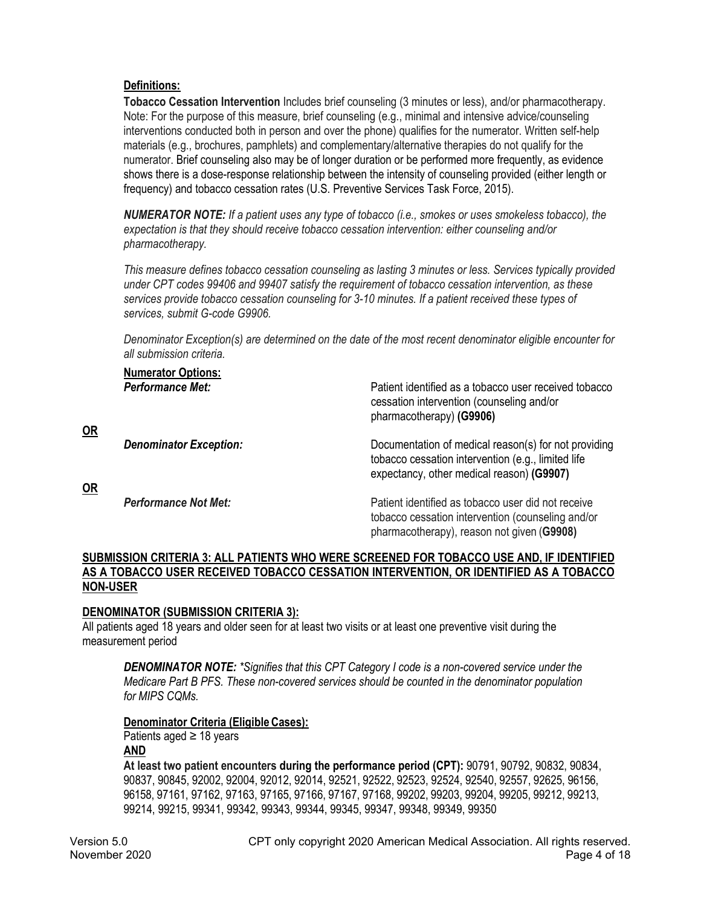**Definitions:**

**Tobacco Cessation Intervention** Includes brief counseling (3 minutes or less), and/or pharmacotherapy. Note: For the purpose of this measure, brief counseling (e.g., minimal and intensive advice/counseling interventions conducted both in person and over the phone) qualifies for the numerator. Written self-help materials (e.g., brochures, pamphlets) and complementary/alternative therapies do not qualify for the numerator. Brief counseling also may be of longer duration or be performed more frequently, as evidence shows there is a dose-response relationship between the intensity of counseling provided (either length or frequency) and tobacco cessation rates (U.S. Preventive Services Task Force, 2015).

***NUMERATOR NOTE:*** *If a patient uses any type of tobacco (i.e., smokes or uses smokeless tobacco), the expectation is that they should receive tobacco cessation intervention: either counseling and/or pharmacotherapy.*

*This measure defines tobacco cessation counseling as lasting 3 minutes or less. Services typically provided under CPT codes 99406 and 99407 satisfy the requirement of tobacco cessation intervention, as these services provide tobacco cessation counseling for 3-10 minutes. If a patient received these types of services, submit G-code G9906.*

*Denominator Exception(s) are determined on the date of the most recent denominator eligible encounter for all submission criteria.*

**Numerator Options:**

***Performance Met:*** Patient identified as a tobacco user received tobacco cessation intervention (counseling and/or pharmacotherapy) **(G9906)**

**OR**

***Denominator Exception:*** Documentation of medical reason(s) for not providing tobacco cessation intervention (e.g., limited life expectancy, other medical reason) **(G9907)**

**OR**

***Performance Not Met:*** Patient identified as tobacco user did not receive tobacco cessation intervention (counseling and/or pharmacotherapy), reason not given (**G9908)**

## SUBMISSION CRITERIA 3: ALL PATIENTS WHO WERE SCREENED FOR TOBACCO USE AND, IF IDENTIFIED AS A TOBACCO USER RECEIVED TOBACCO CESSATION INTERVENTION, OR IDENTIFIED AS A TOBACCO NON-USER

**DENOMINATOR (SUBMISSION CRITERIA 3):**

All patients aged 18 years and older seen for at least two visits or at least one preventive visit during the measurement period

***DENOMINATOR NOTE:*** *\*Signifies that this CPT Category I code is a non-covered service under the Medicare Part B PFS. These non-covered services should be counted in the denominator population for MIPS CQMs.*

**Denominator Criteria (Eligible Cases):**

Patients aged ≥ 18 years

**AND**

**At least two patient encounters during the performance period (CPT):** 90791, 90792, 90832, 90834, 90837, 90845, 92002, 92004, 92012, 92014, 92521, 92522, 92523, 92524, 92540, 92557, 92625, 96156, 96158, 97161, 97162, 97163, 97165, 97166, 97167, 97168, 99202, 99203, 99204, 99205, 99212, 99213, 99214, 99215, 99341, 99342, 99343, 99344, 99345, 99347, 99348, 99349, 99350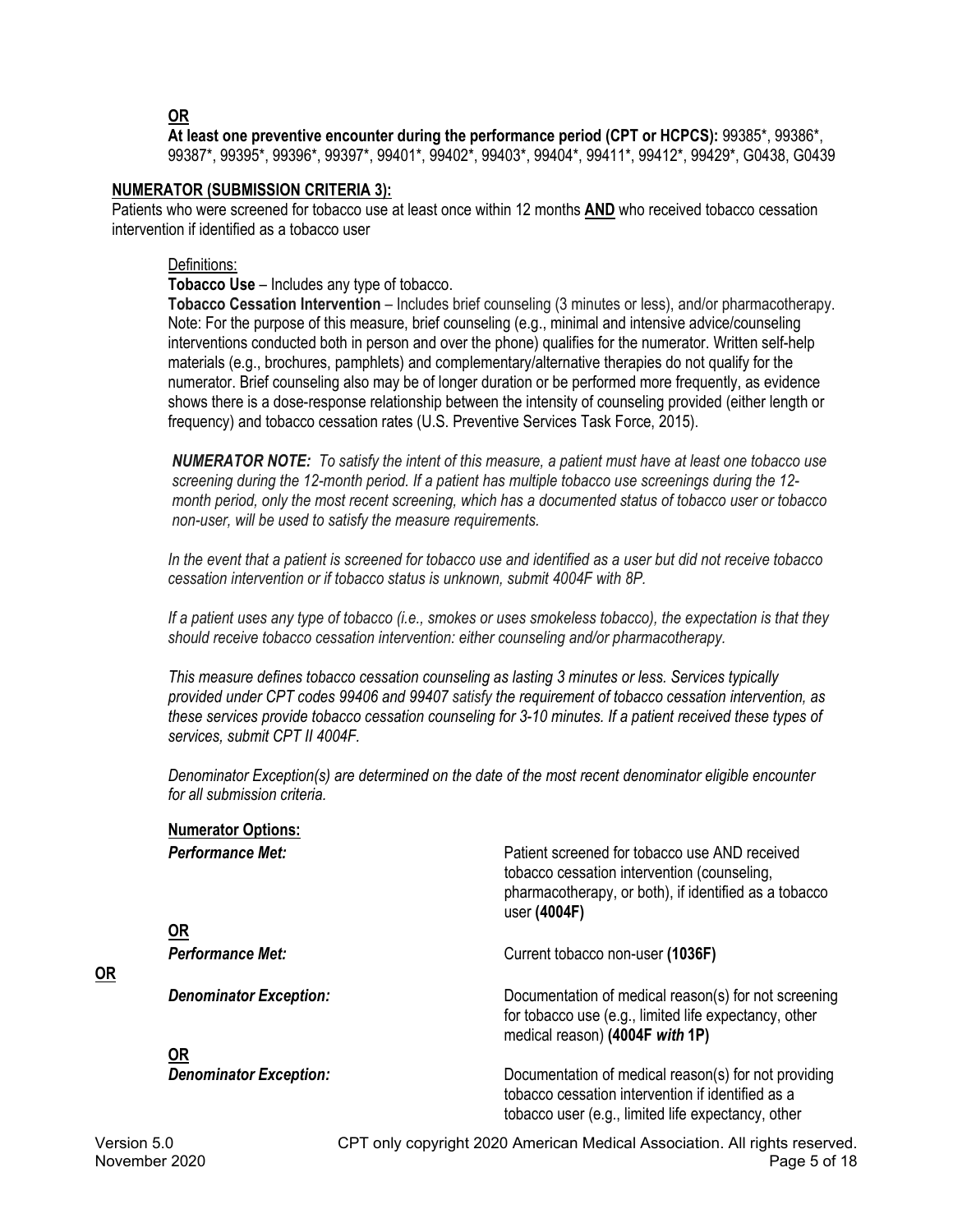**OR**

**At least one preventive encounter during the performance period (CPT or HCPCS):** 99385*, 99386*, 99387*, 99395*, 99396*, 99397*, 99401*, 99402*, 99403*, 99404*, 99411*, 99412*, 99429*, G0438, G0439

**NUMERATOR (SUBMISSION CRITERIA 3):**

Patients who were screened for tobacco use at least once within 12 months **AND** who received tobacco cessation intervention if identified as a tobacco user

Definitions:

**Tobacco Use** – Includes any type of tobacco.

**Tobacco Cessation Intervention** – Includes brief counseling (3 minutes or less), and/or pharmacotherapy. Note: For the purpose of this measure, brief counseling (e.g., minimal and intensive advice/counseling interventions conducted both in person and over the phone) qualifies for the numerator. Written self-help materials (e.g., brochures, pamphlets) and complementary/alternative therapies do not qualify for the numerator. Brief counseling also may be of longer duration or be performed more frequently, as evidence shows there is a dose-response relationship between the intensity of counseling provided (either length or frequency) and tobacco cessation rates (U.S. Preventive Services Task Force, 2015).

***NUMERATOR NOTE:*** *To satisfy the intent of this measure, a patient must have at least one tobacco use screening during the 12-month period. If a patient has multiple tobacco use screenings during the 12-month period, only the most recent screening, which has a documented status of tobacco user or tobacco non-user, will be used to satisfy the measure requirements.*

*In the event that a patient is screened for tobacco use and identified as a user but did not receive tobacco cessation intervention or if tobacco status is unknown, submit 4004F with 8P.*

*If a patient uses any type of tobacco (i.e., smokes or uses smokeless tobacco), the expectation is that they should receive tobacco cessation intervention: either counseling and/or pharmacotherapy.*

*This measure defines tobacco cessation counseling as lasting 3 minutes or less. Services typically provided under CPT codes 99406 and 99407 satisfy the requirement of tobacco cessation intervention, as these services provide tobacco cessation counseling for 3-10 minutes. If a patient received these types of services, submit CPT II 4004F.*

*Denominator Exception(s) are determined on the date of the most recent denominator eligible encounter for all submission criteria.*

**Numerator Options:**

***Performance Met:*** Patient screened for tobacco use AND received tobacco cessation intervention (counseling, pharmacotherapy, or both), if identified as a tobacco user **(4004F)**

**OR**

***Performance Met:*** Current tobacco non-user **(1036F)**

**OR**

***Denominator Exception:*** Documentation of medical reason(s) for not screening for tobacco use (e.g., limited life expectancy, other medical reason) **(4004F *with* 1P)**

**OR**

***Denominator Exception:*** Documentation of medical reason(s) for not providing tobacco cessation intervention if identified as a tobacco user (e.g., limited life expectancy, other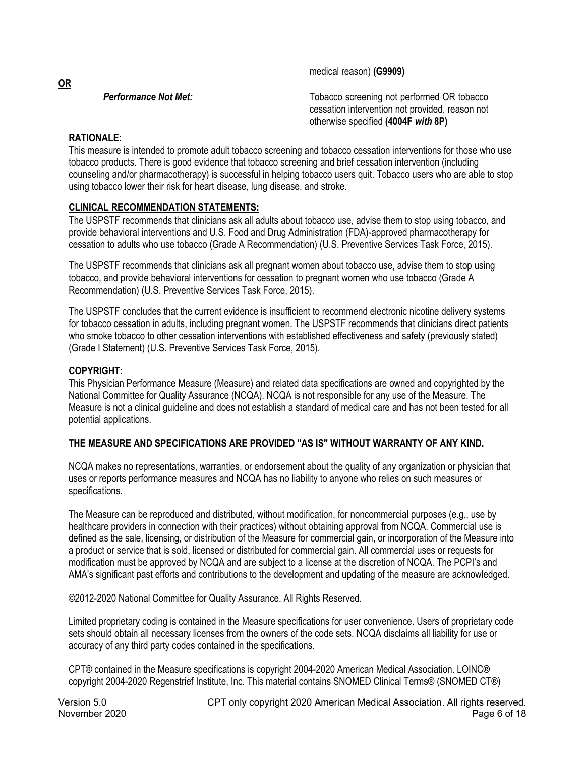medical reason) **(G9909)**

**OR**

***Performance Not Met:*** Tobacco screening not performed OR tobacco cessation intervention not provided, reason not otherwise specified **(4004F *with* 8P)**

## RATIONALE:

This measure is intended to promote adult tobacco screening and tobacco cessation interventions for those who use tobacco products. There is good evidence that tobacco screening and brief cessation intervention (including counseling and/or pharmacotherapy) is successful in helping tobacco users quit. Tobacco users who are able to stop using tobacco lower their risk for heart disease, lung disease, and stroke.

## CLINICAL RECOMMENDATION STATEMENTS:

The USPSTF recommends that clinicians ask all adults about tobacco use, advise them to stop using tobacco, and provide behavioral interventions and U.S. Food and Drug Administration (FDA)-approved pharmacotherapy for cessation to adults who use tobacco (Grade A Recommendation) (U.S. Preventive Services Task Force, 2015).

The USPSTF recommends that clinicians ask all pregnant women about tobacco use, advise them to stop using tobacco, and provide behavioral interventions for cessation to pregnant women who use tobacco (Grade A Recommendation) (U.S. Preventive Services Task Force, 2015).

The USPSTF concludes that the current evidence is insufficient to recommend electronic nicotine delivery systems for tobacco cessation in adults, including pregnant women. The USPSTF recommends that clinicians direct patients who smoke tobacco to other cessation interventions with established effectiveness and safety (previously stated) (Grade I Statement) (U.S. Preventive Services Task Force, 2015).

## COPYRIGHT:

This Physician Performance Measure (Measure) and related data specifications are owned and copyrighted by the National Committee for Quality Assurance (NCQA). NCQA is not responsible for any use of the Measure. The Measure is not a clinical guideline and does not establish a standard of medical care and has not been tested for all potential applications.

**THE MEASURE AND SPECIFICATIONS ARE PROVIDED "AS IS" WITHOUT WARRANTY OF ANY KIND.**

NCQA makes no representations, warranties, or endorsement about the quality of any organization or physician that uses or reports performance measures and NCQA has no liability to anyone who relies on such measures or specifications.

The Measure can be reproduced and distributed, without modification, for noncommercial purposes (e.g., use by healthcare providers in connection with their practices) without obtaining approval from NCQA. Commercial use is defined as the sale, licensing, or distribution of the Measure for commercial gain, or incorporation of the Measure into a product or service that is sold, licensed or distributed for commercial gain. All commercial uses or requests for modification must be approved by NCQA and are subject to a license at the discretion of NCQA. The PCPI's and AMA's significant past efforts and contributions to the development and updating of the measure are acknowledged.

©2012-2020 National Committee for Quality Assurance. All Rights Reserved.

Limited proprietary coding is contained in the Measure specifications for user convenience. Users of proprietary code sets should obtain all necessary licenses from the owners of the code sets. NCQA disclaims all liability for use or accuracy of any third party codes contained in the specifications.

CPT® contained in the Measure specifications is copyright 2004-2020 American Medical Association. LOINC® copyright 2004-2020 Regenstrief Institute, Inc. This material contains SNOMED Clinical Terms® (SNOMED CT®)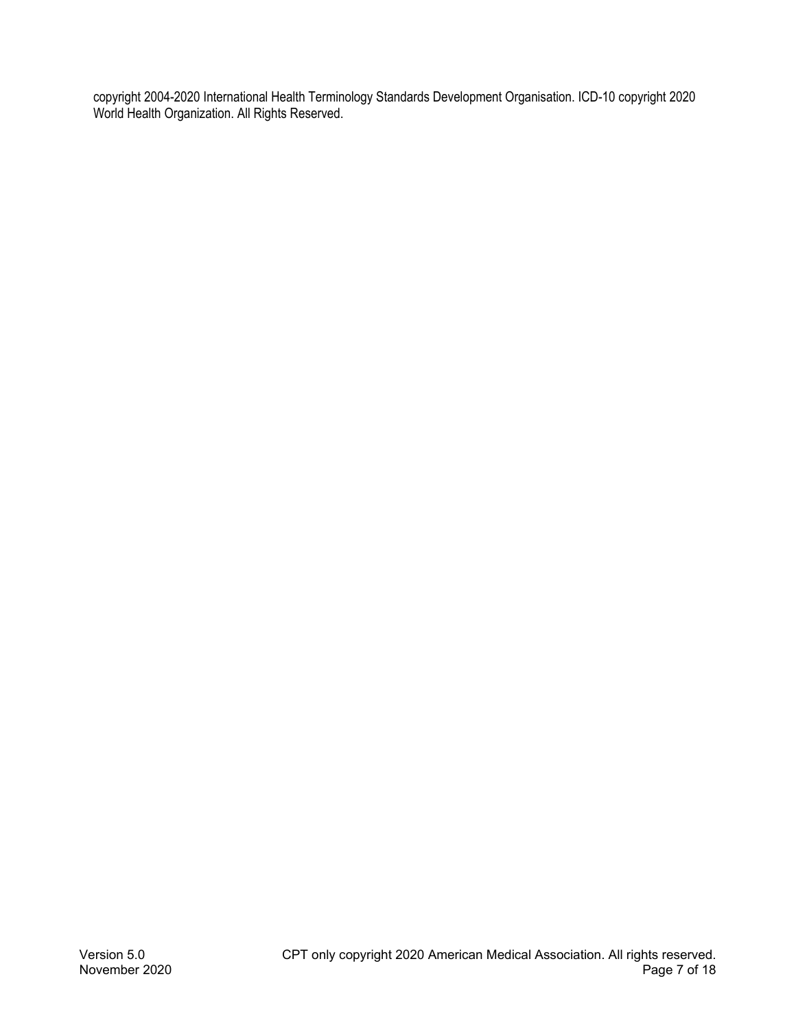copyright 2004-2020 International Health Terminology Standards Development Organisation. ICD-10 copyright 2020 World Health Organization. All Rights Reserved.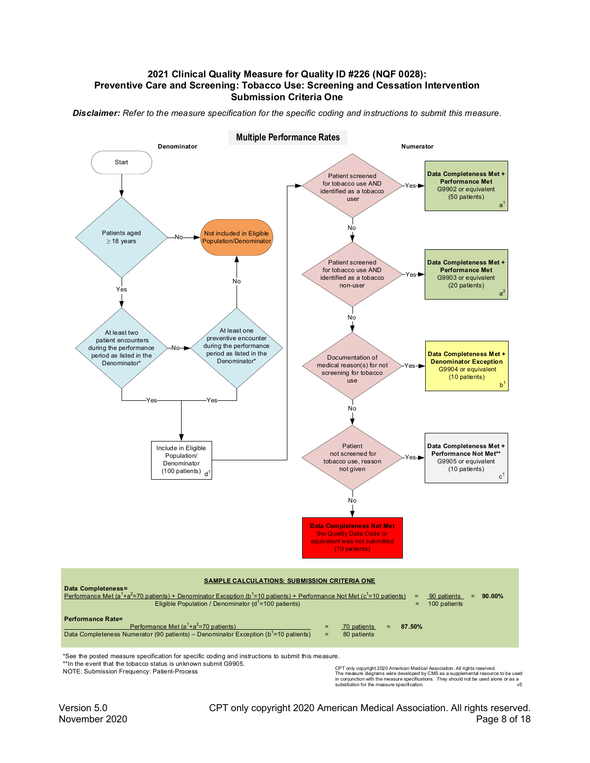# 2021 Clinical Quality Measure for Quality ID #226 (NQF 0028): Preventive Care and Screening: Tobacco Use: Screening and Cessation Intervention Submission Criteria One

***Disclaimer:*** *Refer to the measure specification for the specific coding and instructions to submit this measure.*

Multiple Performance Rates

Denominator

Start

Patients aged ≥ 18 years

No

Not included in Eligible Population/Denominator

Yes

At least two patient encounters during the performance period as listed in the Denominator*

No

At least one preventive encounter during the performance period as listed in the Denominator*

No

Yes

Yes

Include in Eligible Population/ Denominator (100 patients) d[1]

Numerator

Patient screened for tobacco use AND identified as a tobacco user

Yes

**Data Completeness Met + Performance Met** G9902 or equivalent (50 patients) a[1]

No

Patient screened for tobacco use AND identified as a tobacco non-user

Yes

**Data Completeness Met + Performance Met** G9903 or equivalent (20 patients) a[2]

No

Documentation of medical reason(s) for not screening for tobacco use

Yes

**Data Completeness Met + Denominator Exception** G9904 or equivalent (10 patients) b[1]

No

Patient not screened for tobacco use, reason not given

Yes

**Data Completeness Met + Performance Not Met**** G9905 or equivalent (10 patients) c[1]

No

**Data Completeness Not Met** the Quality Data Code or equivalent was not submitted (10 patients)

**SAMPLE CALCULATIONS: SUBMISSION CRITERIA ONE**

**Data Completeness=**

$$\frac{\text{Performance Met } (a^1+a^2=70 \text{ patients}) + \text{Denominator Exception } (b^1=10 \text{ patients}) + \text{Performance Not Met } (c^1=10 \text{ patients})}{\text{Eligible Population / Denominator } (d^1=100 \text{ patients})} = \frac{90 \text{ patients}}{100 \text{ patients}} = \mathbf{90.00\%}$$

**Performance Rate=**

$$\frac{\text{Performance Met } (a^1+a^2=70 \text{ patients})}{\text{Data Completeness Numerator (90 patients)} - \text{Denominator Exception } (b^1=10 \text{ patients})} = \frac{70 \text{ patients}}{80 \text{ patients}} = \mathbf{87.50\%}$$

*See the posted measure specification for specific coding and instructions to submit this measure.
**In the event that the tobacco status is unknown submit G9905.
NOTE: Submission Frequency: Patient-Process

CPT only copyright 2020 American Medical Association. All rights reserved.
The measure diagrams were developed by CMS as a supplemental resource to be used in conjunction with the measure specifications. They should not be used alone or as a substitution for the measure specification. v5

Version 5.0
November 2020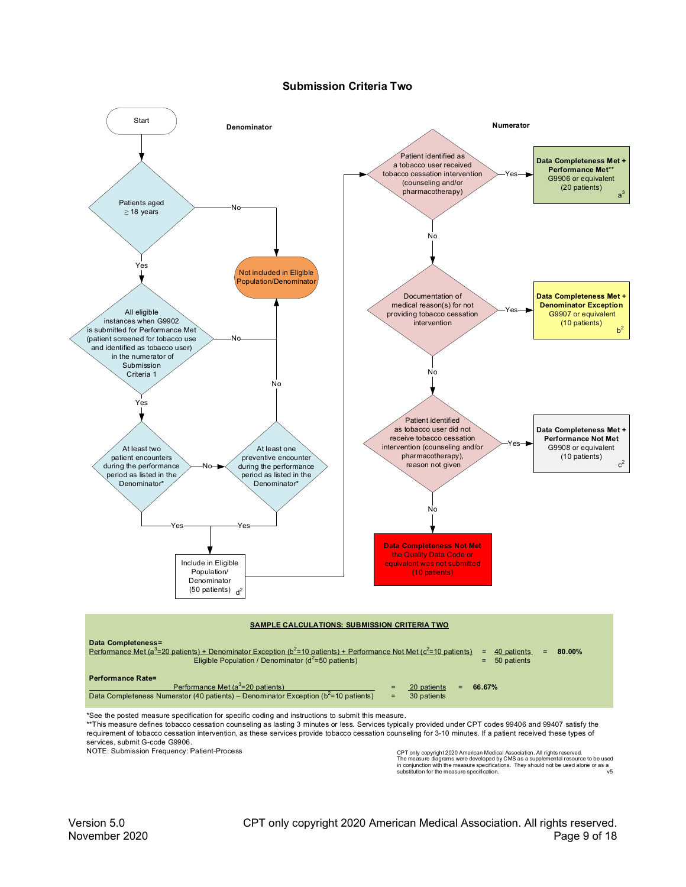## Submission Criteria Two

Start

Denominator

Patients aged ≥ 18 years

No

Yes

Not included in Eligible Population/Denominator

All eligible instances when G9902 is submitted for Performance Met (patient screened for tobacco use and identified as tobacco user) in the numerator of Submission Criteria 1

No

Yes

No

At least two patient encounters during the performance period as listed in the Denominator*

No

At least one preventive encounter during the performance period as listed in the Denominator*

Yes

Yes

Include in Eligible Population/ Denominator (50 patients) $d^2$

Numerator

Patient identified as a tobacco user received tobacco cessation intervention (counseling and/or pharmacotherapy)

Yes

**Data Completeness Met + Performance Met**** G9906 or equivalent (20 patients) $a^3$

No

Documentation of medical reason(s) for not providing tobacco cessation intervention

Yes

**Data Completeness Met + Denominator Exception** G9907 or equivalent (10 patients) $b^2$

No

Patient identified as tobacco user did not receive tobacco cessation intervention (counseling and/or pharmacotherapy), reason not given

Yes

**Data Completeness Met + Performance Not Met** G9908 or equivalent (10 patients) $c^2$

No

**Data Completeness Not Met** the Quality Data Code or equivalent was not submitted (10 patients)

**SAMPLE CALCULATIONS: SUBMISSION CRITERIA TWO**

**Data Completeness=**

Performance Met ($a^3$=20 patients) + Denominator Exception ($b^2$=10 patients) + Performance Not Met ($c^2$=10 patients) / Eligible Population / Denominator ($d^2$=50 patients) = 40 patients / 50 patients = **80.00%**

**Performance Rate=**

Performance Met ($a^3$=20 patients) / Data Completeness Numerator (40 patients) – Denominator Exception ($b^2$=10 patients) = 20 patients / 30 patients = **66.67%**

*See the posted measure specification for specific coding and instructions to submit this measure.

**This measure defines tobacco cessation counseling as lasting 3 minutes or less. Services typically provided under CPT codes 99406 and 99407 satisfy the requirement of tobacco cessation intervention, as these services provide tobacco cessation counseling for 3-10 minutes. If a patient received these types of services, submit G-code G9906.

NOTE: Submission Frequency: Patient-Process

CPT only copyright 2020 American Medical Association. All rights reserved.
The measure diagrams were developed by CMS as a supplemental resource to be used in conjunction with the measure specifications. They should not be used alone or as a substitution for the measure specification. v5

Version 5.0
November 2020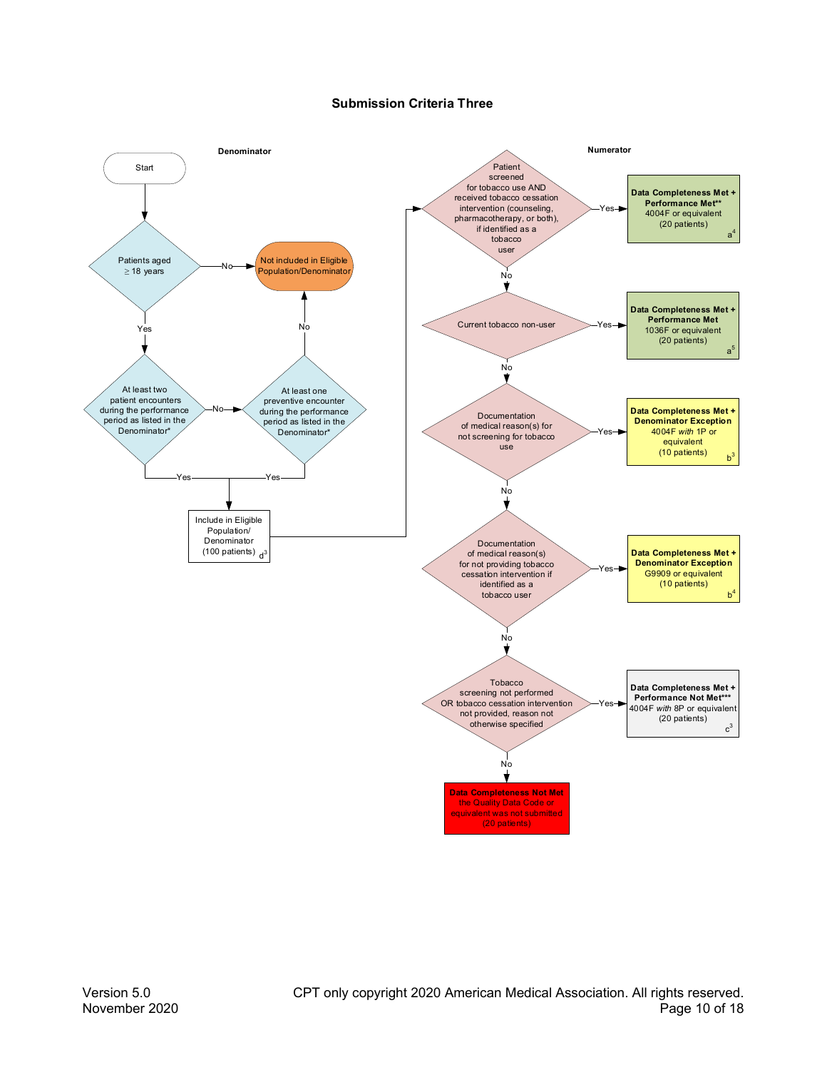## Submission Criteria Three

**Denominator**

Start

Patients aged ≥ 18 years

No → Not included in Eligible Population/Denominator

Yes

At least two patient encounters during the performance period as listed in the Denominator*

No → At least one preventive encounter during the performance period as listed in the Denominator*

No → Not included in Eligible Population/Denominator

Yes

Include in Eligible Population/ Denominator (100 patients) d[3]

**Numerator**

Patient screened for tobacco use AND received tobacco cessation intervention (counseling, pharmacotherapy, or both), if identified as a tobacco user

Yes → **Data Completeness Met + Performance Met**** 4004F or equivalent (20 patients) a[4]

No

Current tobacco non-user

Yes → **Data Completeness Met + Performance Met** 1036F or equivalent (20 patients) a[5]

No

Documentation of medical reason(s) for not screening for tobacco use

Yes → **Data Completeness Met + Denominator Exception** 4004F *with* 1P or equivalent (10 patients) b[3]

No

Documentation of medical reason(s) for not providing tobacco cessation intervention if identified as a tobacco user

Yes → **Data Completeness Met + Denominator Exception** G9909 or equivalent (10 patients) b[4]

No

Tobacco screening not performed OR tobacco cessation intervention not provided, reason not otherwise specified

Yes → **Data Completeness Met + Performance Not Met***** 4004F *with* 8P or equivalent (20 patients) c[3]

No

**Data Completeness Not Met** the Quality Data Code or equivalent was not submitted (20 patients)

Version 5.0
November 2020

CPT only copyright 2020 American Medical Association. All rights reserved.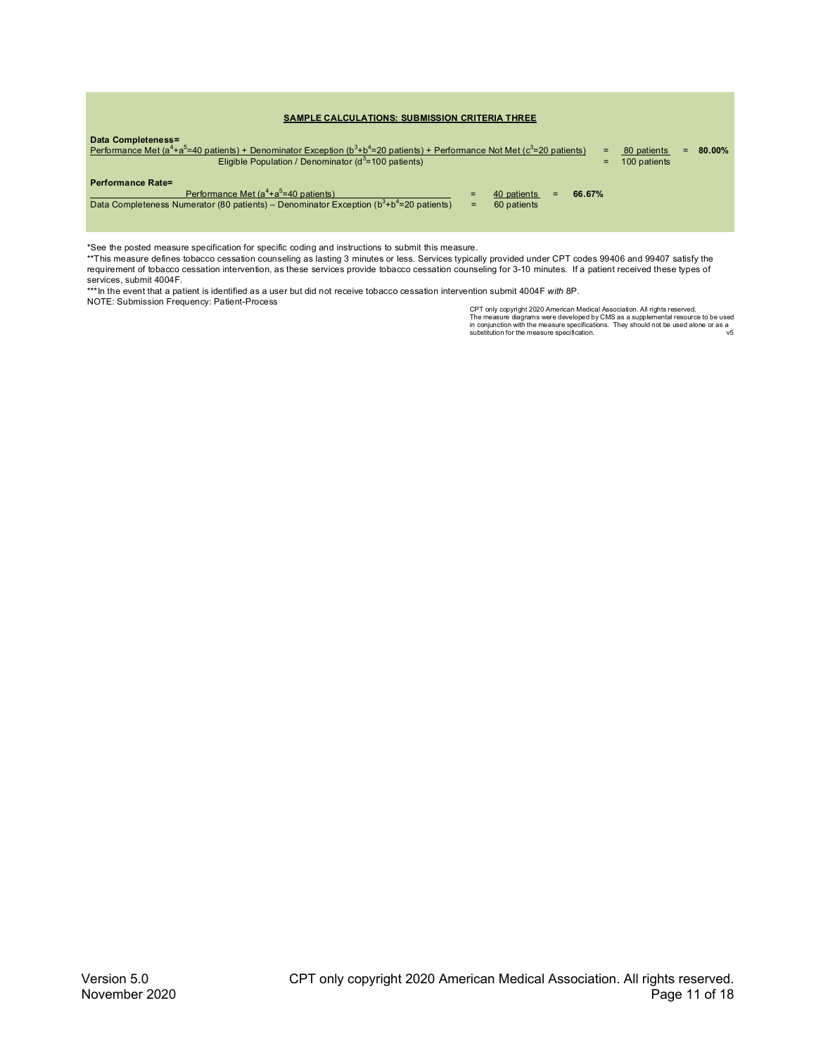**SAMPLE CALCULATIONS: SUBMISSION CRITERIA THREE**

**Data Completeness=**

$$\frac{\text{Performance Met } (a^4+a^5=40 \text{ patients}) + \text{Denominator Exception } (b^3+b^4=20 \text{ patients}) + \text{Performance Not Met } (c^3=20 \text{ patients})}{\text{Eligible Population / Denominator } (d^3=100 \text{ patients})} = \frac{80 \text{ patients}}{100 \text{ patients}} = \mathbf{80.00\%}$$

**Performance Rate=**

$$\frac{\text{Performance Met } (a^4+a^5=40 \text{ patients})}{\text{Data Completeness Numerator (80 patients)} - \text{Denominator Exception } (b^3+b^4=20 \text{ patients})} = \frac{40 \text{ patients}}{60 \text{ patients}} = \mathbf{66.67\%}$$

*See the posted measure specification for specific coding and instructions to submit this measure.

**This measure defines tobacco cessation counseling as lasting 3 minutes or less. Services typically provided under CPT codes 99406 and 99407 satisfy the requirement of tobacco cessation intervention, as these services provide tobacco cessation counseling for 3-10 minutes. If a patient received these types of services, submit 4004F.

***In the event that a patient is identified as a user but did not receive tobacco cessation intervention submit 4004F *with* 8P.

NOTE: Submission Frequency: Patient-Process

CPT only copyright 2020 American Medical Association. All rights reserved.
The measure diagrams were developed by CMS as a supplemental resource to be used in conjunction with the measure specifications. They should not be used alone or as a substitution for the measure specification. v5

Version 5.0
November 2020

CPT only copyright 2020 American Medical Association. All rights reserved.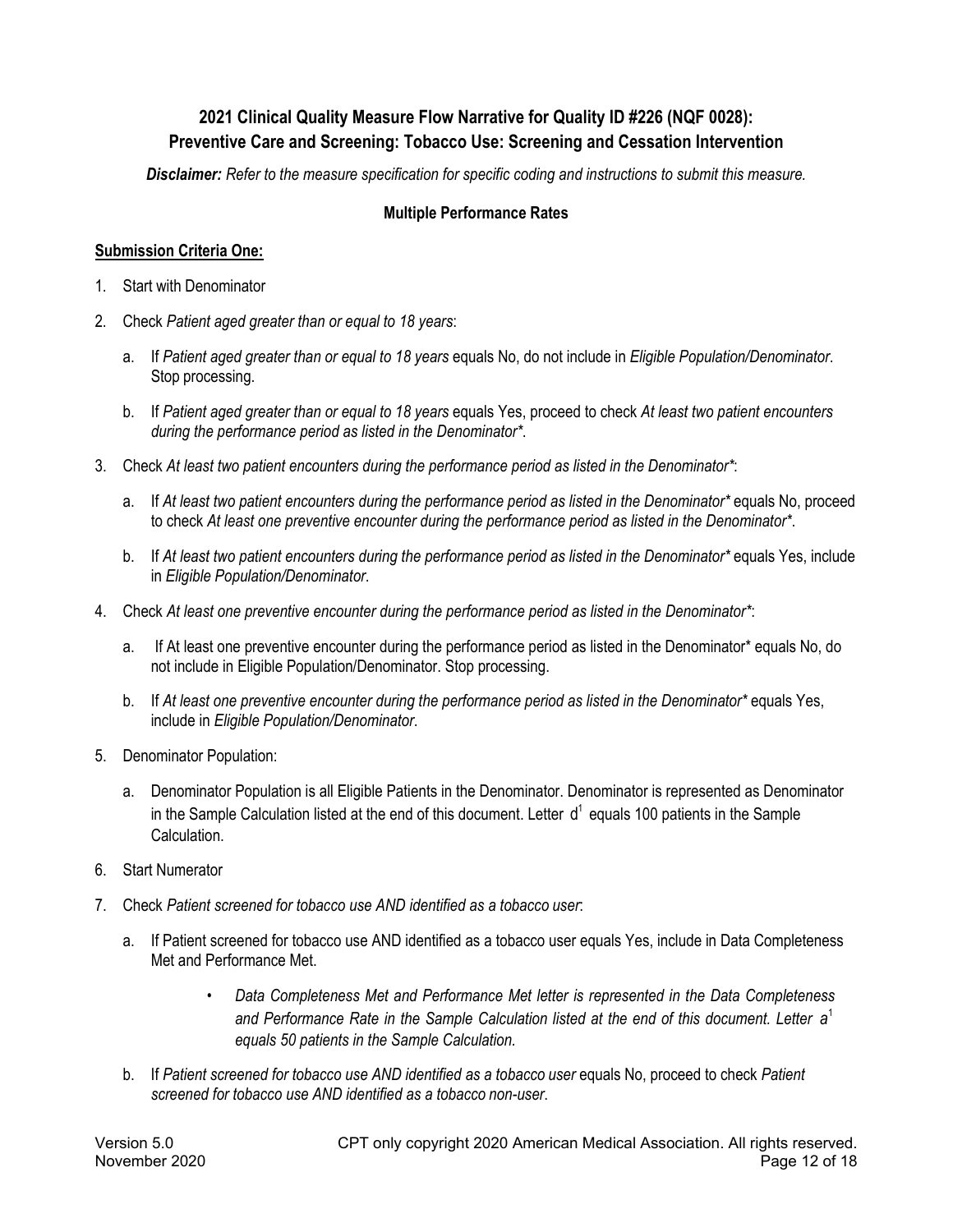## 2021 Clinical Quality Measure Flow Narrative for Quality ID #226 (NQF 0028): Preventive Care and Screening: Tobacco Use: Screening and Cessation Intervention

***Disclaimer:** Refer to the measure specification for specific coding and instructions to submit this measure.*

### Multiple Performance Rates

**Submission Criteria One:**

1. Start with Denominator
2. Check *Patient aged greater than or equal to 18 years*:
   a. If *Patient aged greater than or equal to 18 years* equals No, do not include in *Eligible Population/Denominator*. Stop processing.
   b. If *Patient aged greater than or equal to 18 years* equals Yes, proceed to check *At least two patient encounters during the performance period as listed in the Denominator**.
3. Check *At least two patient encounters during the performance period as listed in the Denominator**:
   a. If *At least two patient encounters during the performance period as listed in the Denominator** equals No, proceed to check *At least one preventive encounter during the performance period as listed in the Denominator**.
   b. If *At least two patient encounters during the performance period as listed in the Denominator** equals Yes, include in *Eligible Population/Denominator*.
4. Check *At least one preventive encounter during the performance period as listed in the Denominator**:
   a. If At least one preventive encounter during the performance period as listed in the Denominator* equals No, do not include in Eligible Population/Denominator. Stop processing.
   b. If *At least one preventive encounter during the performance period as listed in the Denominator** equals Yes, include in *Eligible Population/Denominator*.
5. Denominator Population:
   a. Denominator Population is all Eligible Patients in the Denominator. Denominator is represented as Denominator in the Sample Calculation listed at the end of this document. Letter d[1] equals 100 patients in the Sample Calculation.
6. Start Numerator
7. Check *Patient screened for tobacco use AND identified as a tobacco user*:
   a. If Patient screened for tobacco use AND identified as a tobacco user equals Yes, include in Data Completeness Met and Performance Met.
      - *Data Completeness Met and Performance Met letter is represented in the Data Completeness and Performance Rate in the Sample Calculation listed at the end of this document. Letter a[1] equals 50 patients in the Sample Calculation.*
   b. If *Patient screened for tobacco use AND identified as a tobacco user* equals No, proceed to check *Patient screened for tobacco use AND identified as a tobacco non-user*.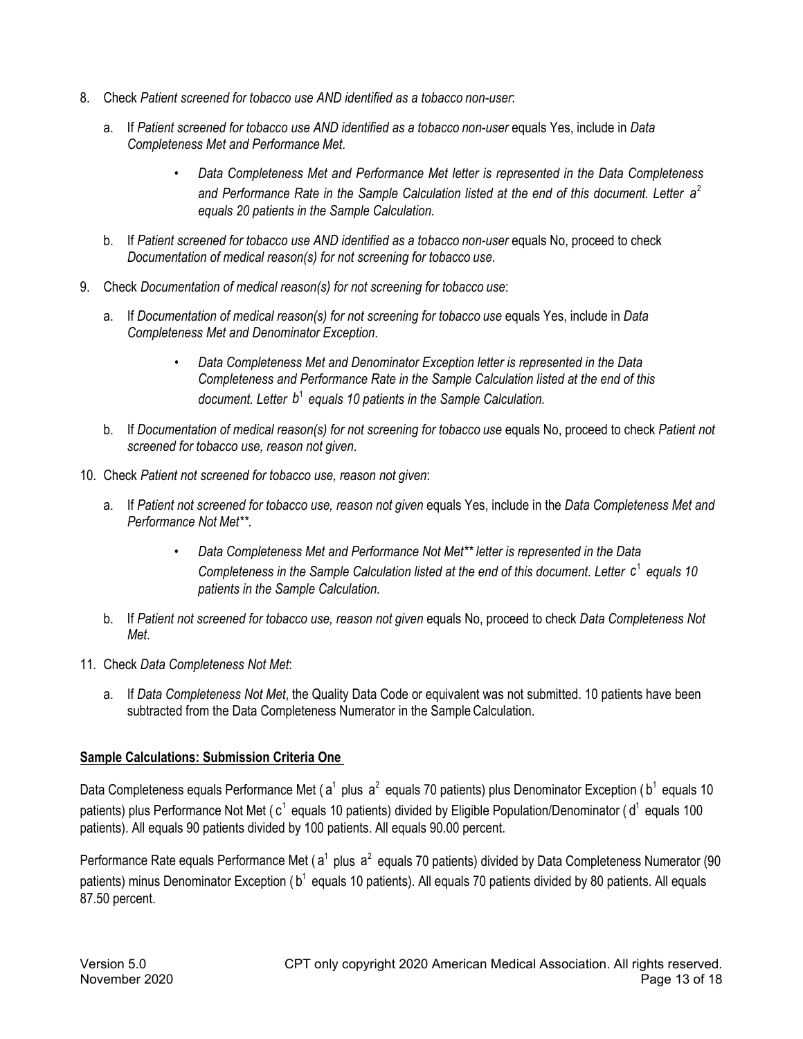8. Check *Patient screened for tobacco use AND identified as a tobacco non-user*:

   a. If *Patient screened for tobacco use AND identified as a tobacco non-user* equals Yes, include in *Data Completeness Met and Performance Met*.

      - *Data Completeness Met and Performance Met letter is represented in the Data Completeness and Performance Rate in the Sample Calculation listed at the end of this document. Letter $a^2$ equals 20 patients in the Sample Calculation.*

   b. If *Patient screened for tobacco use AND identified as a tobacco non-user* equals No, proceed to check *Documentation of medical reason(s) for not screening for tobacco use*.

9. Check *Documentation of medical reason(s) for not screening for tobacco use*:

   a. If *Documentation of medical reason(s) for not screening for tobacco use* equals Yes, include in *Data Completeness Met and Denominator Exception*.

      - *Data Completeness Met and Denominator Exception letter is represented in the Data Completeness and Performance Rate in the Sample Calculation listed at the end of this document. Letter $b^1$ equals 10 patients in the Sample Calculation.*

   b. If *Documentation of medical reason(s) for not screening for tobacco use* equals No, proceed to check *Patient not screened for tobacco use, reason not given*.

10. Check *Patient not screened for tobacco use, reason not given*:

    a. If *Patient not screened for tobacco use, reason not given* equals Yes, include in the *Data Completeness Met and Performance Not Met***.

       - *Data Completeness Met and Performance Not Met** letter is represented in the Data Completeness in the Sample Calculation listed at the end of this document. Letter $c^1$ equals 10 patients in the Sample Calculation.*

    b. If *Patient not screened for tobacco use, reason not given* equals No, proceed to check *Data Completeness Not Met*.

11. Check *Data Completeness Not Met*:

    a. If *Data Completeness Not Met*, the Quality Data Code or equivalent was not submitted. 10 patients have been subtracted from the Data Completeness Numerator in the Sample Calculation.

**Sample Calculations: Submission Criteria One**

Data Completeness equals Performance Met ( $a^1$ plus $a^2$ equals 70 patients) plus Denominator Exception ( $b^1$ equals 10 patients) plus Performance Not Met ( $c^1$ equals 10 patients) divided by Eligible Population/Denominator ( $d^1$ equals 100 patients). All equals 90 patients divided by 100 patients. All equals 90.00 percent.

Performance Rate equals Performance Met ( $a^1$ plus $a^2$ equals 70 patients) divided by Data Completeness Numerator (90 patients) minus Denominator Exception ( $b^1$ equals 10 patients). All equals 70 patients divided by 80 patients. All equals 87.50 percent.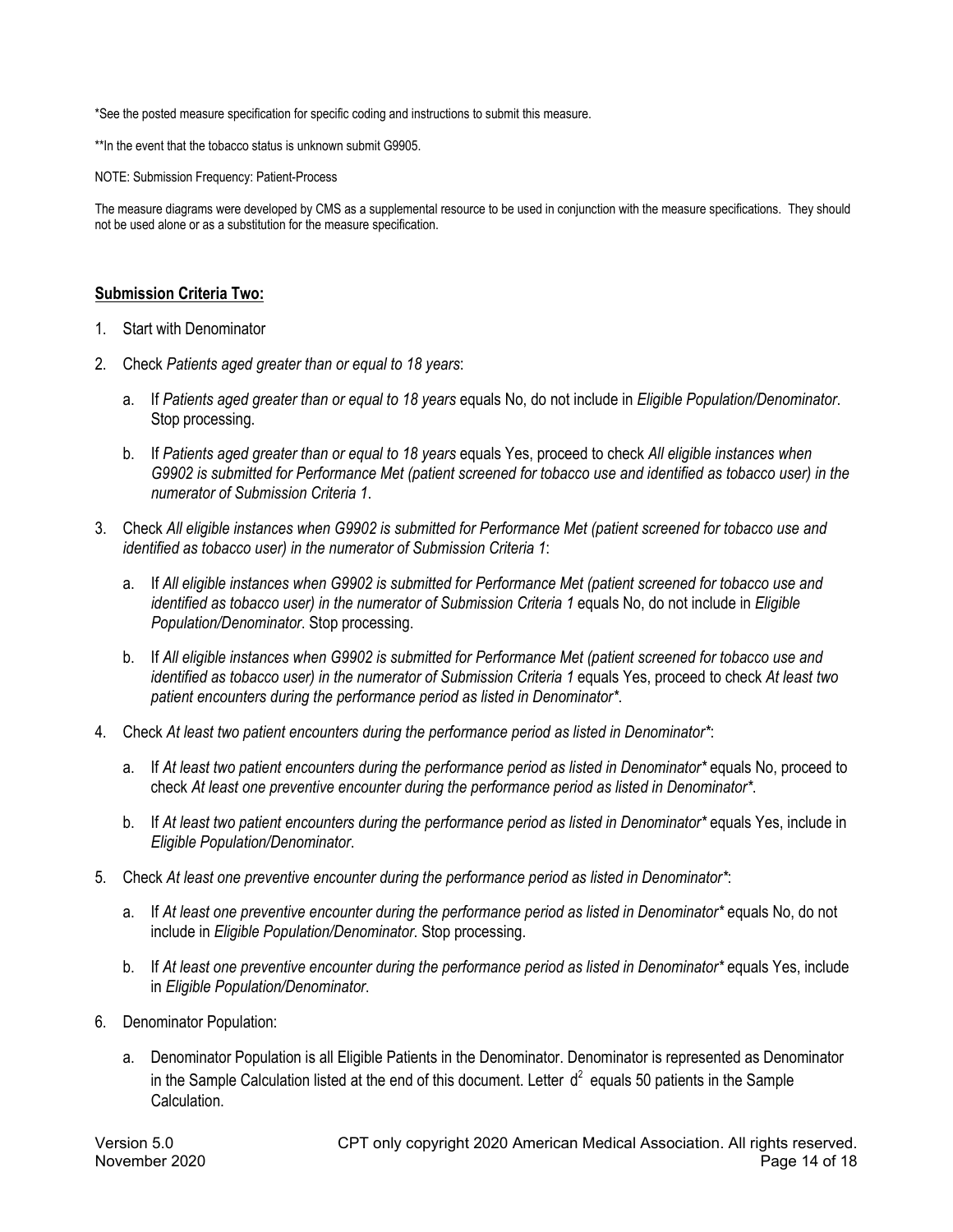*See the posted measure specification for specific coding and instructions to submit this measure.

**In the event that the tobacco status is unknown submit G9905.

NOTE: Submission Frequency: Patient-Process

The measure diagrams were developed by CMS as a supplemental resource to be used in conjunction with the measure specifications. They should not be used alone or as a substitution for the measure specification.

**Submission Criteria Two:**

1. Start with Denominator
2. Check *Patients aged greater than or equal to 18 years*:
   a. If *Patients aged greater than or equal to 18 years* equals No, do not include in *Eligible Population/Denominator*. Stop processing.
   b. If *Patients aged greater than or equal to 18 years* equals Yes, proceed to check *All eligible instances when G9902 is submitted for Performance Met (patient screened for tobacco use and identified as tobacco user) in the numerator of Submission Criteria 1*.
3. Check *All eligible instances when G9902 is submitted for Performance Met (patient screened for tobacco use and identified as tobacco user) in the numerator of Submission Criteria 1*:
   a. If *All eligible instances when G9902 is submitted for Performance Met (patient screened for tobacco use and identified as tobacco user) in the numerator of Submission Criteria 1* equals No, do not include in *Eligible Population/Denominator*. Stop processing.
   b. If *All eligible instances when G9902 is submitted for Performance Met (patient screened for tobacco use and identified as tobacco user) in the numerator of Submission Criteria 1* equals Yes, proceed to check *At least two patient encounters during the performance period as listed in Denominator**.
4. Check *At least two patient encounters during the performance period as listed in Denominator**:
   a. If *At least two patient encounters during the performance period as listed in Denominator** equals No, proceed to check *At least one preventive encounter during the performance period as listed in Denominator**.
   b. If *At least two patient encounters during the performance period as listed in Denominator** equals Yes, include in *Eligible Population/Denominator*.
5. Check *At least one preventive encounter during the performance period as listed in Denominator**:
   a. If *At least one preventive encounter during the performance period as listed in Denominator** equals No, do not include in *Eligible Population/Denominator*. Stop processing.
   b. If *At least one preventive encounter during the performance period as listed in Denominator** equals Yes, include in *Eligible Population/Denominator*.
6. Denominator Population:
   a. Denominator Population is all Eligible Patients in the Denominator. Denominator is represented as Denominator in the Sample Calculation listed at the end of this document. Letter $d^2$ equals 50 patients in the Sample Calculation.

Version 5.0
November 2020

CPT only copyright 2020 American Medical Association. All rights reserved.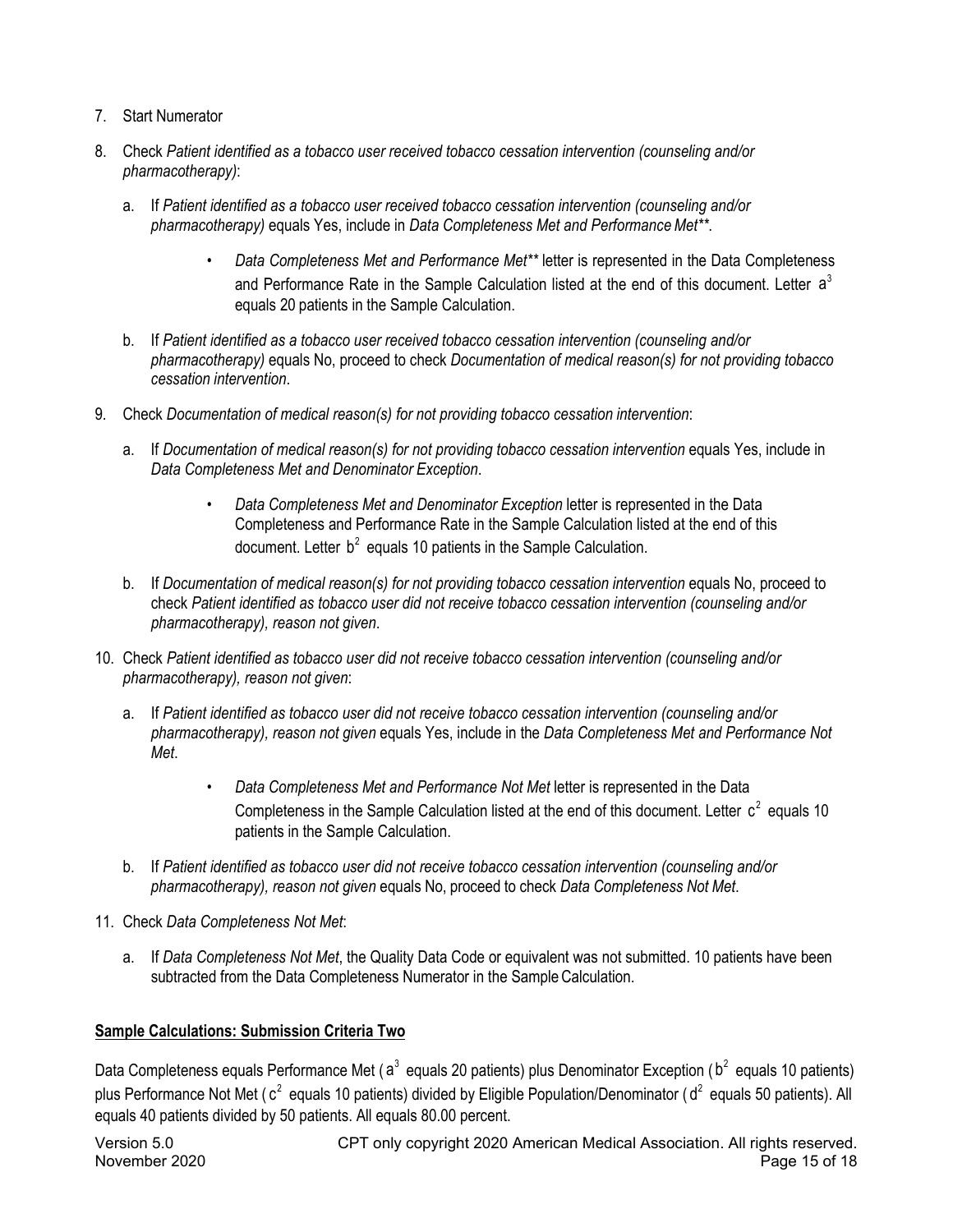7. Start Numerator
8. Check *Patient identified as a tobacco user received tobacco cessation intervention (counseling and/or pharmacotherapy)*:
   a. If *Patient identified as a tobacco user received tobacco cessation intervention (counseling and/or pharmacotherapy)* equals Yes, include in *Data Completeness Met and Performance Met***.
      - *Data Completeness Met and Performance Met*** letter is represented in the Data Completeness and Performance Rate in the Sample Calculation listed at the end of this document. Letter $a^3$ equals 20 patients in the Sample Calculation.

   b. If *Patient identified as a tobacco user received tobacco cessation intervention (counseling and/or pharmacotherapy)* equals No, proceed to check *Documentation of medical reason(s) for not providing tobacco cessation intervention*.
9. Check *Documentation of medical reason(s) for not providing tobacco cessation intervention*:
   a. If *Documentation of medical reason(s) for not providing tobacco cessation intervention* equals Yes, include in *Data Completeness Met and Denominator Exception*.
      - *Data Completeness Met and Denominator Exception* letter is represented in the Data Completeness and Performance Rate in the Sample Calculation listed at the end of this document. Letter $b^2$ equals 10 patients in the Sample Calculation.

   b. If *Documentation of medical reason(s) for not providing tobacco cessation intervention* equals No, proceed to check *Patient identified as tobacco user did not receive tobacco cessation intervention (counseling and/or pharmacotherapy), reason not given*.
10. Check *Patient identified as tobacco user did not receive tobacco cessation intervention (counseling and/or pharmacotherapy), reason not given*:
    a. If *Patient identified as tobacco user did not receive tobacco cessation intervention (counseling and/or pharmacotherapy), reason not given* equals Yes, include in the *Data Completeness Met and Performance Not Met*.
       - *Data Completeness Met and Performance Not Met* letter is represented in the Data Completeness in the Sample Calculation listed at the end of this document. Letter $c^2$ equals 10 patients in the Sample Calculation.

    b. If *Patient identified as tobacco user did not receive tobacco cessation intervention (counseling and/or pharmacotherapy), reason not given* equals No, proceed to check *Data Completeness Not Met*.
11. Check *Data Completeness Not Met*:
    a. If *Data Completeness Not Met*, the Quality Data Code or equivalent was not submitted. 10 patients have been subtracted from the Data Completeness Numerator in the Sample Calculation.

**<u>Sample Calculations: Submission Criteria Two</u>**

Data Completeness equals Performance Met ( $a^3$ equals 20 patients) plus Denominator Exception ( $b^2$ equals 10 patients) plus Performance Not Met ( $c^2$ equals 10 patients) divided by Eligible Population/Denominator ( $d^2$ equals 50 patients). All equals 40 patients divided by 50 patients. All equals 80.00 percent.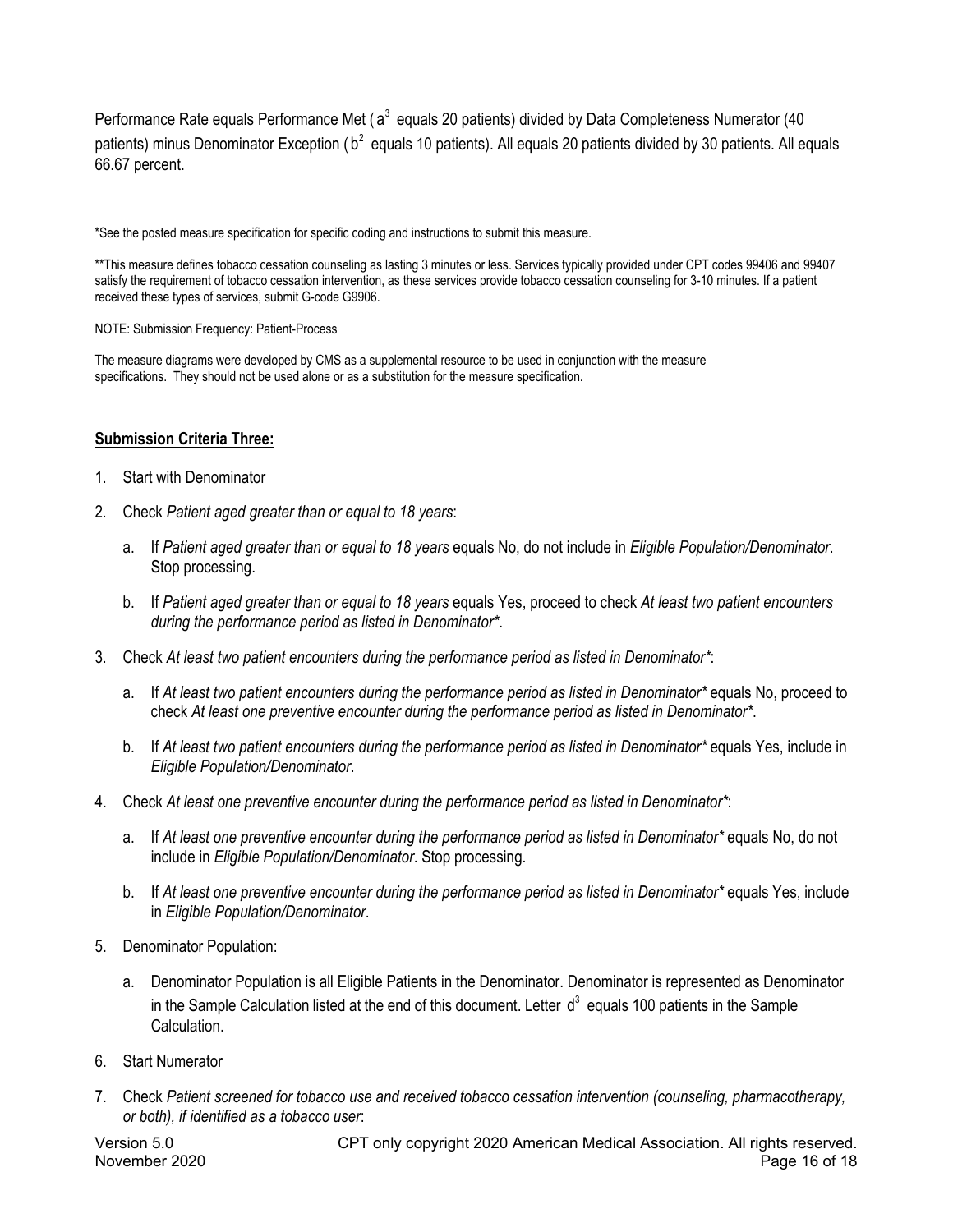Performance Rate equals Performance Met ( $a^3$ equals 20 patients) divided by Data Completeness Numerator (40 patients) minus Denominator Exception ( $b^2$ equals 10 patients). All equals 20 patients divided by 30 patients. All equals 66.67 percent.

*See the posted measure specification for specific coding and instructions to submit this measure.

**This measure defines tobacco cessation counseling as lasting 3 minutes or less. Services typically provided under CPT codes 99406 and 99407 satisfy the requirement of tobacco cessation intervention, as these services provide tobacco cessation counseling for 3-10 minutes. If a patient received these types of services, submit G-code G9906.

NOTE: Submission Frequency: Patient-Process

The measure diagrams were developed by CMS as a supplemental resource to be used in conjunction with the measure specifications. They should not be used alone or as a substitution for the measure specification.

**Submission Criteria Three:**

1. Start with Denominator
2. Check *Patient aged greater than or equal to 18 years*:
   a. If *Patient aged greater than or equal to 18 years* equals No, do not include in *Eligible Population/Denominator*. Stop processing.
   b. If *Patient aged greater than or equal to 18 years* equals Yes, proceed to check *At least two patient encounters during the performance period as listed in Denominator**.
3. Check *At least two patient encounters during the performance period as listed in Denominator**:
   a. If *At least two patient encounters during the performance period as listed in Denominator** equals No, proceed to check *At least one preventive encounter during the performance period as listed in Denominator**.
   b. If *At least two patient encounters during the performance period as listed in Denominator** equals Yes, include in *Eligible Population/Denominator*.
4. Check *At least one preventive encounter during the performance period as listed in Denominator**:
   a. If *At least one preventive encounter during the performance period as listed in Denominator** equals No, do not include in *Eligible Population/Denominator*. Stop processing.
   b. If *At least one preventive encounter during the performance period as listed in Denominator** equals Yes, include in *Eligible Population/Denominator*.
5. Denominator Population:
   a. Denominator Population is all Eligible Patients in the Denominator. Denominator is represented as Denominator in the Sample Calculation listed at the end of this document. Letter $d^3$ equals 100 patients in the Sample Calculation.
6. Start Numerator
7. Check *Patient screened for tobacco use and received tobacco cessation intervention (counseling, pharmacotherapy, or both), if identified as a tobacco user*: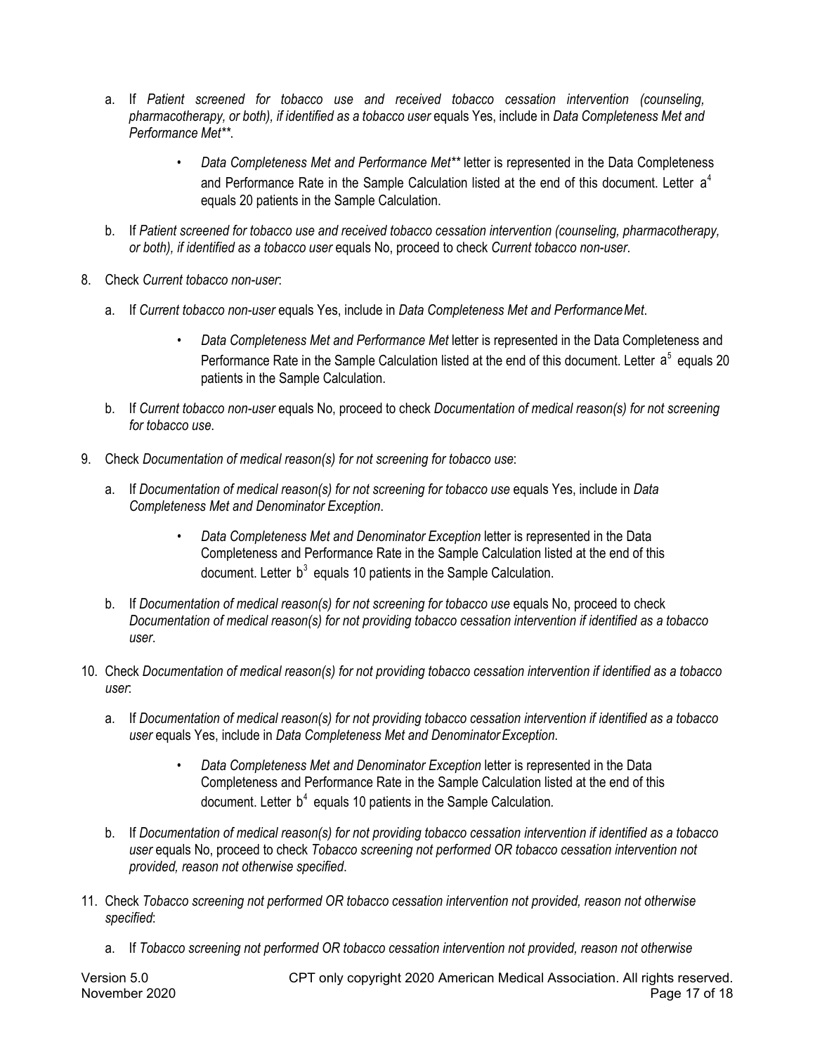a. If *Patient screened for tobacco use and received tobacco cessation intervention (counseling, pharmacotherapy, or both), if identified as a tobacco user* equals Yes, include in *Data Completeness Met and Performance Met***.

      - *Data Completeness Met and Performance Met*** letter is represented in the Data Completeness and Performance Rate in the Sample Calculation listed at the end of this document. Letter $a^4$ equals 20 patients in the Sample Calculation.

   b. If *Patient screened for tobacco use and received tobacco cessation intervention (counseling, pharmacotherapy, or both), if identified as a tobacco user* equals No, proceed to check *Current tobacco non-user*.

8. Check *Current tobacco non-user*:

   a. If *Current tobacco non-user* equals Yes, include in *Data Completeness Met and Performance Met*.

      - *Data Completeness Met and Performance Met* letter is represented in the Data Completeness and Performance Rate in the Sample Calculation listed at the end of this document. Letter $a^5$ equals 20 patients in the Sample Calculation.

   b. If *Current tobacco non-user* equals No, proceed to check *Documentation of medical reason(s) for not screening for tobacco use*.

9. Check *Documentation of medical reason(s) for not screening for tobacco use*:

   a. If *Documentation of medical reason(s) for not screening for tobacco use* equals Yes, include in *Data Completeness Met and Denominator Exception*.

      - *Data Completeness Met and Denominator Exception* letter is represented in the Data Completeness and Performance Rate in the Sample Calculation listed at the end of this document. Letter $b^3$ equals 10 patients in the Sample Calculation.

   b. If *Documentation of medical reason(s) for not screening for tobacco use* equals No, proceed to check *Documentation of medical reason(s) for not providing tobacco cessation intervention if identified as a tobacco user*.

10. Check *Documentation of medical reason(s) for not providing tobacco cessation intervention if identified as a tobacco user*:

    a. If *Documentation of medical reason(s) for not providing tobacco cessation intervention if identified as a tobacco user* equals Yes, include in *Data Completeness Met and Denominator Exception*.

       - *Data Completeness Met and Denominator Exception* letter is represented in the Data Completeness and Performance Rate in the Sample Calculation listed at the end of this document. Letter $b^4$ equals 10 patients in the Sample Calculation.

    b. If *Documentation of medical reason(s) for not providing tobacco cessation intervention if identified as a tobacco user* equals No, proceed to check *Tobacco screening not performed OR tobacco cessation intervention not provided, reason not otherwise specified*.

11. Check *Tobacco screening not performed OR tobacco cessation intervention not provided, reason not otherwise specified*:

    a. If *Tobacco screening not performed OR tobacco cessation intervention not provided, reason not otherwise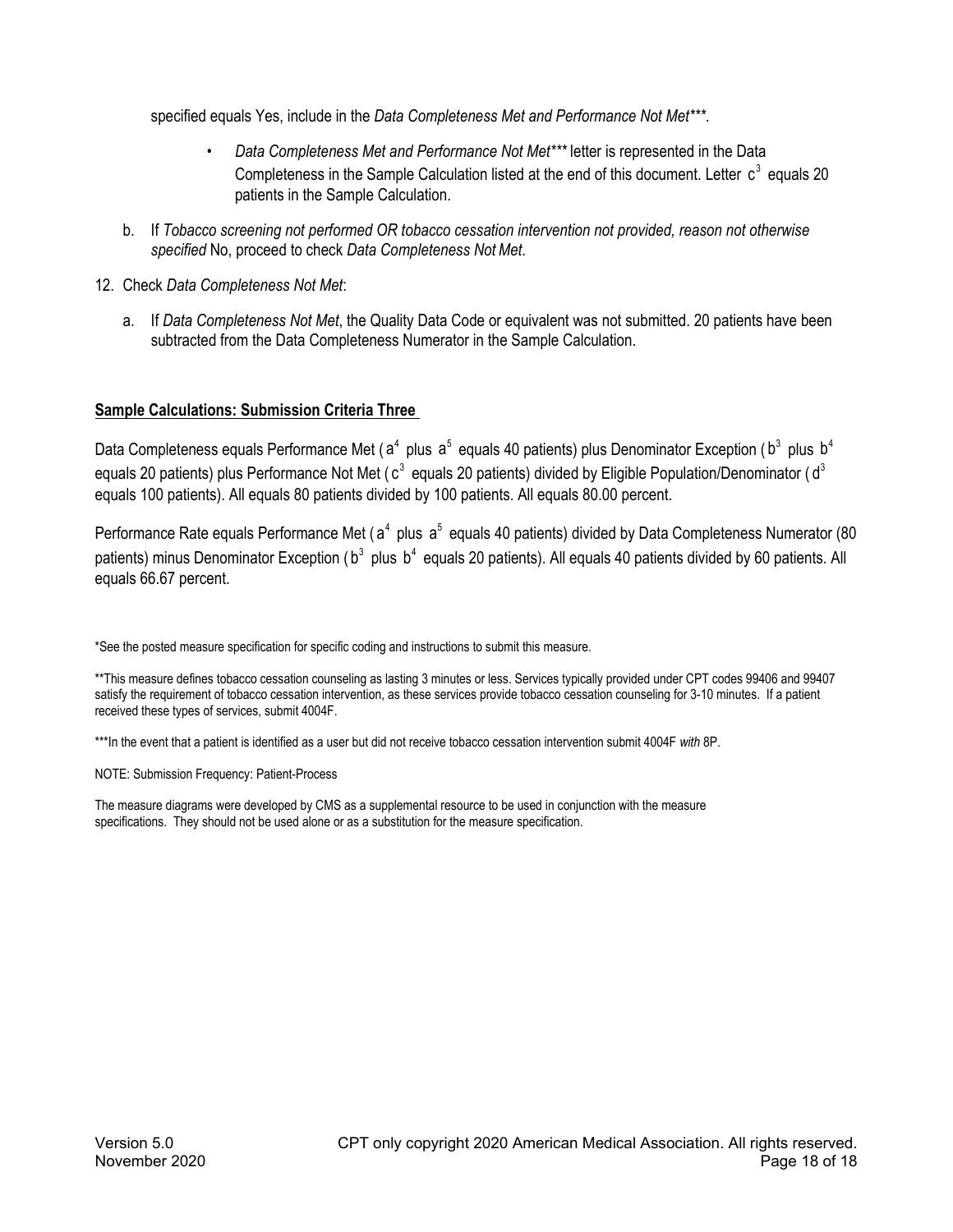specified equals Yes, include in the *Data Completeness Met and Performance Not Met****.

- *Data Completeness Met and Performance Not Met**** letter is represented in the Data Completeness in the Sample Calculation listed at the end of this document. Letter $c^3$ equals 20 patients in the Sample Calculation.

b. If *Tobacco screening not performed OR tobacco cessation intervention not provided, reason not otherwise specified* No, proceed to check *Data Completeness Not Met*.

12. Check *Data Completeness Not Met*:

   a. If *Data Completeness Not Met*, the Quality Data Code or equivalent was not submitted. 20 patients have been subtracted from the Data Completeness Numerator in the Sample Calculation.

**Sample Calculations: Submission Criteria Three**

Data Completeness equals Performance Met ( $a^4$ plus $a^5$ equals 40 patients) plus Denominator Exception ( $b^3$ plus $b^4$ equals 20 patients) plus Performance Not Met ( $c^3$ equals 20 patients) divided by Eligible Population/Denominator ( $d^3$ equals 100 patients). All equals 80 patients divided by 100 patients. All equals 80.00 percent.

Performance Rate equals Performance Met ( $a^4$ plus $a^5$ equals 40 patients) divided by Data Completeness Numerator (80 patients) minus Denominator Exception ( $b^3$ plus $b^4$ equals 20 patients). All equals 40 patients divided by 60 patients. All equals 66.67 percent.

*See the posted measure specification for specific coding and instructions to submit this measure.

**This measure defines tobacco cessation counseling as lasting 3 minutes or less. Services typically provided under CPT codes 99406 and 99407 satisfy the requirement of tobacco cessation intervention, as these services provide tobacco cessation counseling for 3-10 minutes. If a patient received these types of services, submit 4004F.

***In the event that a patient is identified as a user but did not receive tobacco cessation intervention submit 4004F *with* 8P.

NOTE: Submission Frequency: Patient-Process

The measure diagrams were developed by CMS as a supplemental resource to be used in conjunction with the measure specifications. They should not be used alone or as a substitution for the measure specification.

Version 5.0
November 2020

CPT only copyright 2020 American Medical Association. All rights reserved.